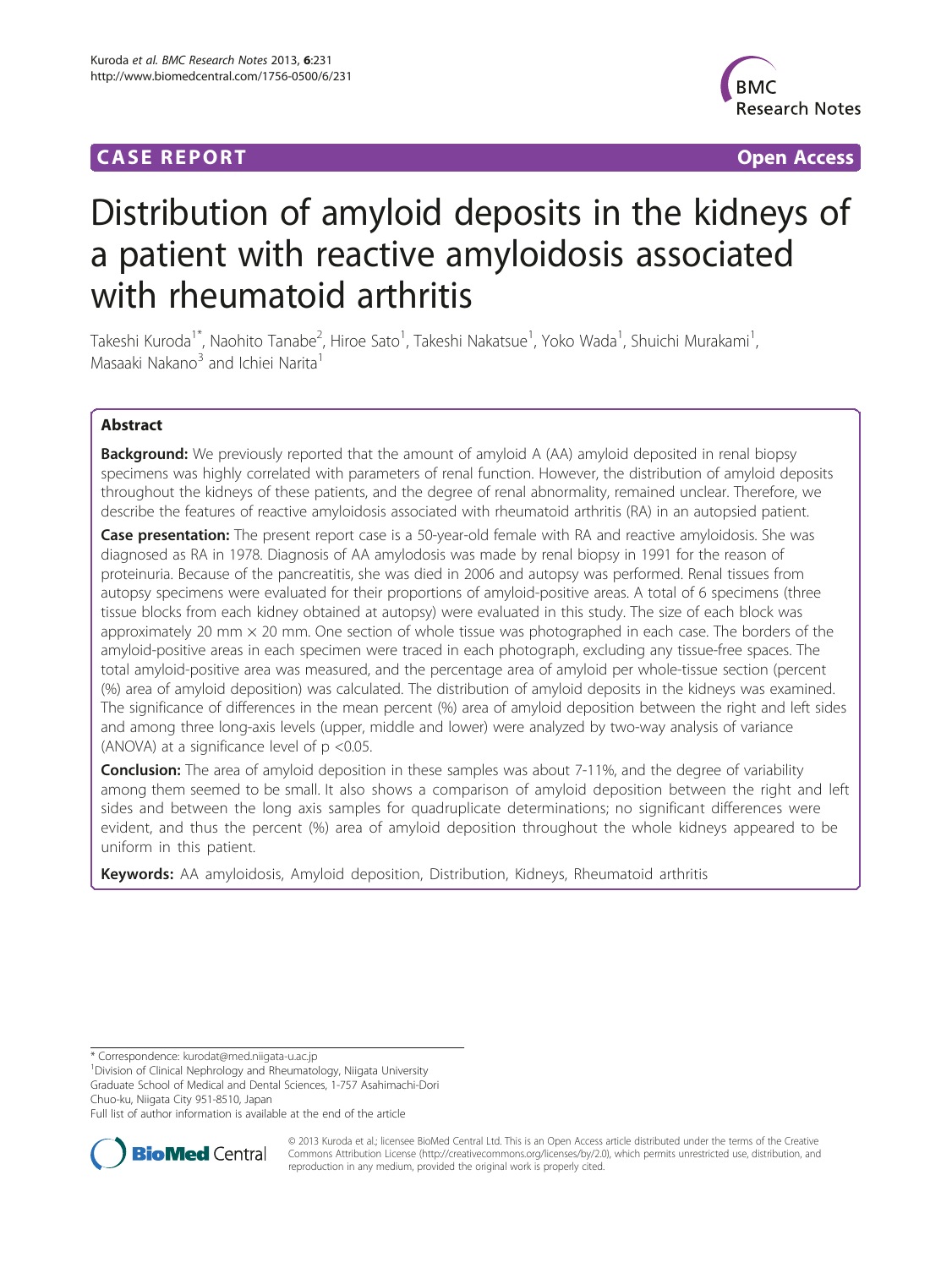CASE REPORT Open Access

# Distribution of amyloid deposits in the kidneys of a patient with reactive amyloidosis associated with rheumatoid arthritis

Takeshi Kuroda[1*], Naohito Tanabe[2], Hiroe Sato[1], Takeshi Nakatsue[1], Yoko Wada[1], Shuichi Murakami[1], Masaaki Nakano[3] and Ichiei Narita[1]

## Abstract

**Background:** We previously reported that the amount of amyloid A (AA) amyloid deposited in renal biopsy specimens was highly correlated with parameters of renal function. However, the distribution of amyloid deposits throughout the kidneys of these patients, and the degree of renal abnormality, remained unclear. Therefore, we describe the features of reactive amyloidosis associated with rheumatoid arthritis (RA) in an autopsied patient.

**Case presentation:** The present report case is a 50-year-old female with RA and reactive amyloidosis. She was diagnosed as RA in 1978. Diagnosis of AA amylodosis was made by renal biopsy in 1991 for the reason of proteinuria. Because of the pancreatitis, she was died in 2006 and autopsy was performed. Renal tissues from autopsy specimens were evaluated for their proportions of amyloid-positive areas. A total of 6 specimens (three tissue blocks from each kidney obtained at autopsy) were evaluated in this study. The size of each block was approximately 20 mm × 20 mm. One section of whole tissue was photographed in each case. The borders of the amyloid-positive areas in each specimen were traced in each photograph, excluding any tissue-free spaces. The total amyloid-positive area was measured, and the percentage area of amyloid per whole-tissue section (percent (%) area of amyloid deposition) was calculated. The distribution of amyloid deposits in the kidneys was examined. The significance of differences in the mean percent (%) area of amyloid deposition between the right and left sides and among three long-axis levels (upper, middle and lower) were analyzed by two-way analysis of variance (ANOVA) at a significance level of $p < 0.05$.

**Conclusion:** The area of amyloid deposition in these samples was about 7-11%, and the degree of variability among them seemed to be small. It also shows a comparison of amyloid deposition between the right and left sides and between the long axis samples for quadruplicate determinations; no significant differences were evident, and thus the percent (%) area of amyloid deposition throughout the whole kidneys appeared to be uniform in this patient.

**Keywords:** AA amyloidosis, Amyloid deposition, Distribution, Kidneys, Rheumatoid arthritis

\* Correspondence: kurodat@med.niigata-u.ac.jp
[1]Division of Clinical Nephrology and Rheumatology, Niigata University Graduate School of Medical and Dental Sciences, 1-757 Asahimachi-Dori Chuo-ku, Niigata City 951-8510, Japan
Full list of author information is available at the end of the article

© 2013 Kuroda et al.; licensee BioMed Central Ltd. This is an Open Access article distributed under the terms of the Creative Commons Attribution License (http://creativecommons.org/licenses/by/2.0), which permits unrestricted use, distribution, and reproduction in any medium, provided the original work is properly cited.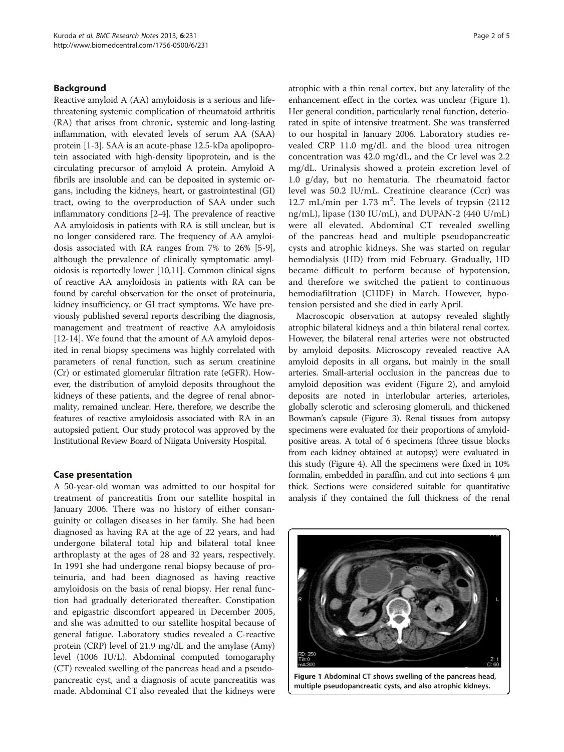## Background

Reactive amyloid A (AA) amyloidosis is a serious and life-threatening systemic complication of rheumatoid arthritis (RA) that arises from chronic, systemic and long-lasting inflammation, with elevated levels of serum AA (SAA) protein [1-3]. SAA is an acute-phase 12.5-kDa apolipoprotein associated with high-density lipoprotein, and is the circulating precursor of amyloid A protein. Amyloid A fibrils are insoluble and can be deposited in systemic organs, including the kidneys, heart, or gastrointestinal (GI) tract, owing to the overproduction of SAA under such inflammatory conditions [2-4]. The prevalence of reactive AA amyloidosis in patients with RA is still unclear, but is no longer considered rare. The frequency of AA amyloidosis associated with RA ranges from 7% to 26% [5-9], although the prevalence of clinically symptomatic amyloidosis is reportedly lower [10,11]. Common clinical signs of reactive AA amyloidosis in patients with RA can be found by careful observation for the onset of proteinuria, kidney insufficiency, or GI tract symptoms. We have previously published several reports describing the diagnosis, management and treatment of reactive AA amyloidosis [12-14]. We found that the amount of AA amyloid deposited in renal biopsy specimens was highly correlated with parameters of renal function, such as serum creatinine (Cr) or estimated glomerular filtration rate (eGFR). However, the distribution of amyloid deposits throughout the kidneys of these patients, and the degree of renal abnormality, remained unclear. Here, therefore, we describe the features of reactive amyloidosis associated with RA in an autopsied patient. Our study protocol was approved by the Institutional Review Board of Niigata University Hospital.

## Case presentation

A 50-year-old woman was admitted to our hospital for treatment of pancreatitis from our satellite hospital in January 2006. There was no history of either consanguinity or collagen diseases in her family. She had been diagnosed as having RA at the age of 22 years, and had undergone bilateral total hip and bilateral total knee arthroplasty at the ages of 28 and 32 years, respectively. In 1991 she had undergone renal biopsy because of proteinuria, and had been diagnosed as having reactive amyloidosis on the basis of renal biopsy. Her renal function had gradually deteriorated thereafter. Constipation and epigastric discomfort appeared in December 2005, and she was admitted to our satellite hospital because of general fatigue. Laboratory studies revealed a C-reactive protein (CRP) level of 21.9 mg/dL and the amylase (Amy) level (1006 IU/L). Abdominal computed tomogaraphy (CT) revealed swelling of the pancreas head and a pseudopancreatic cyst, and a diagnosis of acute pancreatitis was made. Abdominal CT also revealed that the kidneys were atrophic with a thin renal cortex, but any laterality of the enhancement effect in the cortex was unclear (Figure 1). Her general condition, particularly renal function, deteriorated in spite of intensive treatment. She was transferred to our hospital in January 2006. Laboratory studies revealed CRP 11.0 mg/dL and the blood urea nitrogen concentration was 42.0 mg/dL, and the Cr level was 2.2 mg/dL. Urinalysis showed a protein excretion level of 1.0 g/day, but no hematuria. The rheumatoid factor level was 50.2 IU/mL. Creatinine clearance (Ccr) was 12.7 mL/min per 1.73 $m^2$. The levels of trypsin (2112 ng/mL), lipase (130 IU/mL), and DUPAN-2 (440 U/mL) were all elevated. Abdominal CT revealed swelling of the pancreas head and multiple pseudopancreatic cysts and atrophic kidneys. She was started on regular hemodialysis (HD) from mid February. Gradually, HD became difficult to perform because of hypotension, and therefore we switched the patient to continuous hemodiafiltration (CHDF) in March. However, hypotension persisted and she died in early April.

Macroscopic observation at autopsy revealed slightly atrophic bilateral kidneys and a thin bilateral renal cortex. However, the bilateral renal arteries were not obstructed by amyloid deposits. Microscopy revealed reactive AA amyloid deposits in all organs, but mainly in the small arteries. Small-arterial occlusion in the pancreas due to amyloid deposition was evident (Figure 2), and amyloid deposits are noted in interlobular arteries, arterioles, globally sclerotic and sclerosing glomeruli, and thickened Bowman's capsule (Figure 3). Renal tissues from autopsy specimens were evaluated for their proportions of amyloid-positive areas. A total of 6 specimens (three tissue blocks from each kidney obtained at autopsy) were evaluated in this study (Figure 4). All the specimens were fixed in 10% formalin, embedded in paraffin, and cut into sections 4 μm thick. Sections were considered suitable for quantitative analysis if they contained the full thickness of the renal

**Figure 1 Abdominal CT shows swelling of the pancreas head, multiple pseudopancreatic cysts, and also atrophic kidneys.**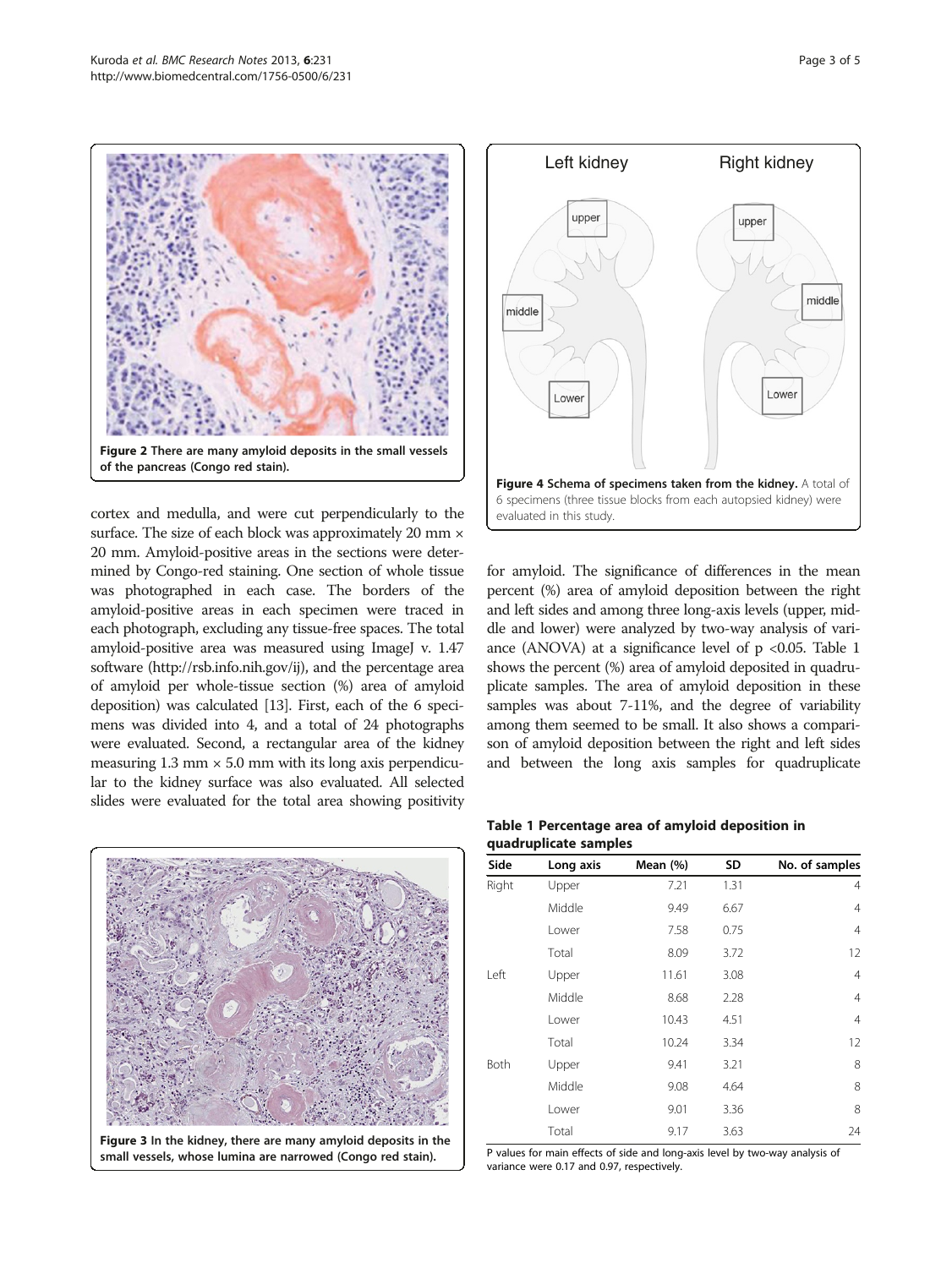Figure 2 There are many amyloid deposits in the small vessels of the pancreas (Congo red stain).

cortex and medulla, and were cut perpendicularly to the surface. The size of each block was approximately 20 mm × 20 mm. Amyloid-positive areas in the sections were determined by Congo-red staining. One section of whole tissue was photographed in each case. The borders of the amyloid-positive areas in each specimen were traced in each photograph, excluding any tissue-free spaces. The total amyloid-positive area was measured using ImageJ v. 1.47 software (http://rsb.info.nih.gov/ij), and the percentage area of amyloid per whole-tissue section (%) area of amyloid deposition) was calculated [13]. First, each of the 6 specimens was divided into 4, and a total of 24 photographs were evaluated. Second, a rectangular area of the kidney measuring 1.3 mm × 5.0 mm with its long axis perpendicular to the kidney surface was also evaluated. All selected slides were evaluated for the total area showing positivity for amyloid. The significance of differences in the mean percent (%) area of amyloid deposition between the right and left sides and among three long-axis levels (upper, middle and lower) were analyzed by two-way analysis of variance (ANOVA) at a significance level of $p < 0.05$. Table 1 shows the percent (%) area of amyloid deposited in quadruplicate samples. The area of amyloid deposition in these samples was about 7-11%, and the degree of variability among them seemed to be small. It also shows a comparison of amyloid deposition between the right and left sides and between the long axis samples for quadruplicate

Figure 3 In the kidney, there are many amyloid deposits in the small vessels, whose lumina are narrowed (Congo red stain).

Figure 4 Schema of specimens taken from the kidney. A total of 6 specimens (three tissue blocks from each autopsied kidney) were evaluated in this study.

**Table 1 Percentage area of amyloid deposition in quadruplicate samples**

| Side | Long axis | Mean (%) | SD | No. of samples |
|---|---|---|---|---|
| Right | Upper | 7.21 | 1.31 | 4 |
| | Middle | 9.49 | 6.67 | 4 |
| | Lower | 7.58 | 0.75 | 4 |
| | Total | 8.09 | 3.72 | 12 |
| Left | Upper | 11.61 | 3.08 | 4 |
| | Middle | 8.68 | 2.28 | 4 |
| | Lower | 10.43 | 4.51 | 4 |
| | Total | 10.24 | 3.34 | 12 |
| Both | Upper | 9.41 | 3.21 | 8 |
| | Middle | 9.08 | 4.64 | 8 |
| | Lower | 9.01 | 3.36 | 8 |
| | Total | 9.17 | 3.63 | 24 |

P values for main effects of side and long-axis level by two-way analysis of variance were 0.17 and 0.97, respectively.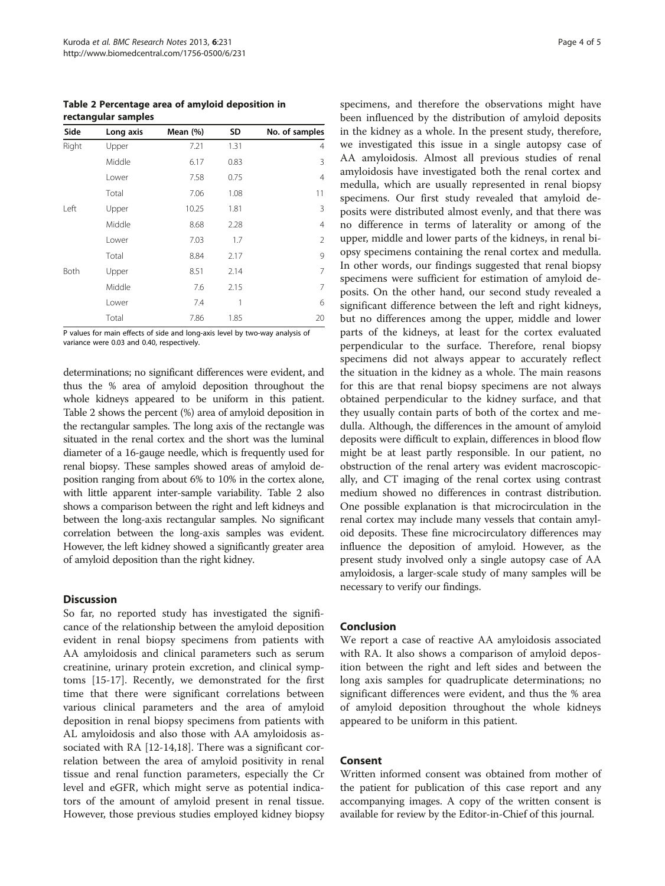**Table 2 Percentage area of amyloid deposition in rectangular samples**

| Side | Long axis | Mean (%) | SD | No. of samples |
|---|---|---|---|---|
| Right | Upper | 7.21 | 1.31 | 4 |
| | Middle | 6.17 | 0.83 | 3 |
| | Lower | 7.58 | 0.75 | 4 |
| | Total | 7.06 | 1.08 | 11 |
| Left | Upper | 10.25 | 1.81 | 3 |
| | Middle | 8.68 | 2.28 | 4 |
| | Lower | 7.03 | 1.7 | 2 |
| | Total | 8.84 | 2.17 | 9 |
| Both | Upper | 8.51 | 2.14 | 7 |
| | Middle | 7.6 | 2.15 | 7 |
| | Lower | 7.4 | 1 | 6 |
| | Total | 7.86 | 1.85 | 20 |

P values for main effects of side and long-axis level by two-way analysis of variance were 0.03 and 0.40, respectively.

determinations; no significant differences were evident, and thus the % area of amyloid deposition throughout the whole kidneys appeared to be uniform in this patient. Table 2 shows the percent (%) area of amyloid deposition in the rectangular samples. The long axis of the rectangle was situated in the renal cortex and the short was the luminal diameter of a 16-gauge needle, which is frequently used for renal biopsy. These samples showed areas of amyloid deposition ranging from about 6% to 10% in the cortex alone, with little apparent inter-sample variability. Table 2 also shows a comparison between the right and left kidneys and between the long-axis rectangular samples. No significant correlation between the long-axis samples was evident. However, the left kidney showed a significantly greater area of amyloid deposition than the right kidney.

## Discussion

So far, no reported study has investigated the significance of the relationship between the amyloid deposition evident in renal biopsy specimens from patients with AA amyloidosis and clinical parameters such as serum creatinine, urinary protein excretion, and clinical symptoms [15-17]. Recently, we demonstrated for the first time that there were significant correlations between various clinical parameters and the area of amyloid deposition in renal biopsy specimens from patients with AL amyloidosis and also those with AA amyloidosis associated with RA [12-14,18]. There was a significant correlation between the area of amyloid positivity in renal tissue and renal function parameters, especially the Cr level and eGFR, which might serve as potential indicators of the amount of amyloid present in renal tissue. However, those previous studies employed kidney biopsy specimens, and therefore the observations might have been influenced by the distribution of amyloid deposits in the kidney as a whole. In the present study, therefore, we investigated this issue in a single autopsy case of AA amyloidosis. Almost all previous studies of renal amyloidosis have investigated both the renal cortex and medulla, which are usually represented in renal biopsy specimens. Our first study revealed that amyloid deposits were distributed almost evenly, and that there was no difference in terms of laterality or among of the upper, middle and lower parts of the kidneys, in renal biopsy specimens containing the renal cortex and medulla. In other words, our findings suggested that renal biopsy specimens were sufficient for estimation of amyloid deposits. On the other hand, our second study revealed a significant difference between the left and right kidneys, but no differences among the upper, middle and lower parts of the kidneys, at least for the cortex evaluated perpendicular to the surface. Therefore, renal biopsy specimens did not always appear to accurately reflect the situation in the kidney as a whole. The main reasons for this are that renal biopsy specimens are not always obtained perpendicular to the kidney surface, and that they usually contain parts of both of the cortex and medulla. Although, the differences in the amount of amyloid deposits were difficult to explain, differences in blood flow might be at least partly responsible. In our patient, no obstruction of the renal artery was evident macroscopically, and CT imaging of the renal cortex using contrast medium showed no differences in contrast distribution. One possible explanation is that microcirculation in the renal cortex may include many vessels that contain amyloid deposits. These fine microcirculatory differences may influence the deposition of amyloid. However, as the present study involved only a single autopsy case of AA amyloidosis, a larger-scale study of many samples will be necessary to verify our findings.

## Conclusion

We report a case of reactive AA amyloidosis associated with RA. It also shows a comparison of amyloid deposition between the right and left sides and between the long axis samples for quadruplicate determinations; no significant differences were evident, and thus the % area of amyloid deposition throughout the whole kidneys appeared to be uniform in this patient.

## Consent

Written informed consent was obtained from mother of the patient for publication of this case report and any accompanying images. A copy of the written consent is available for review by the Editor-in-Chief of this journal.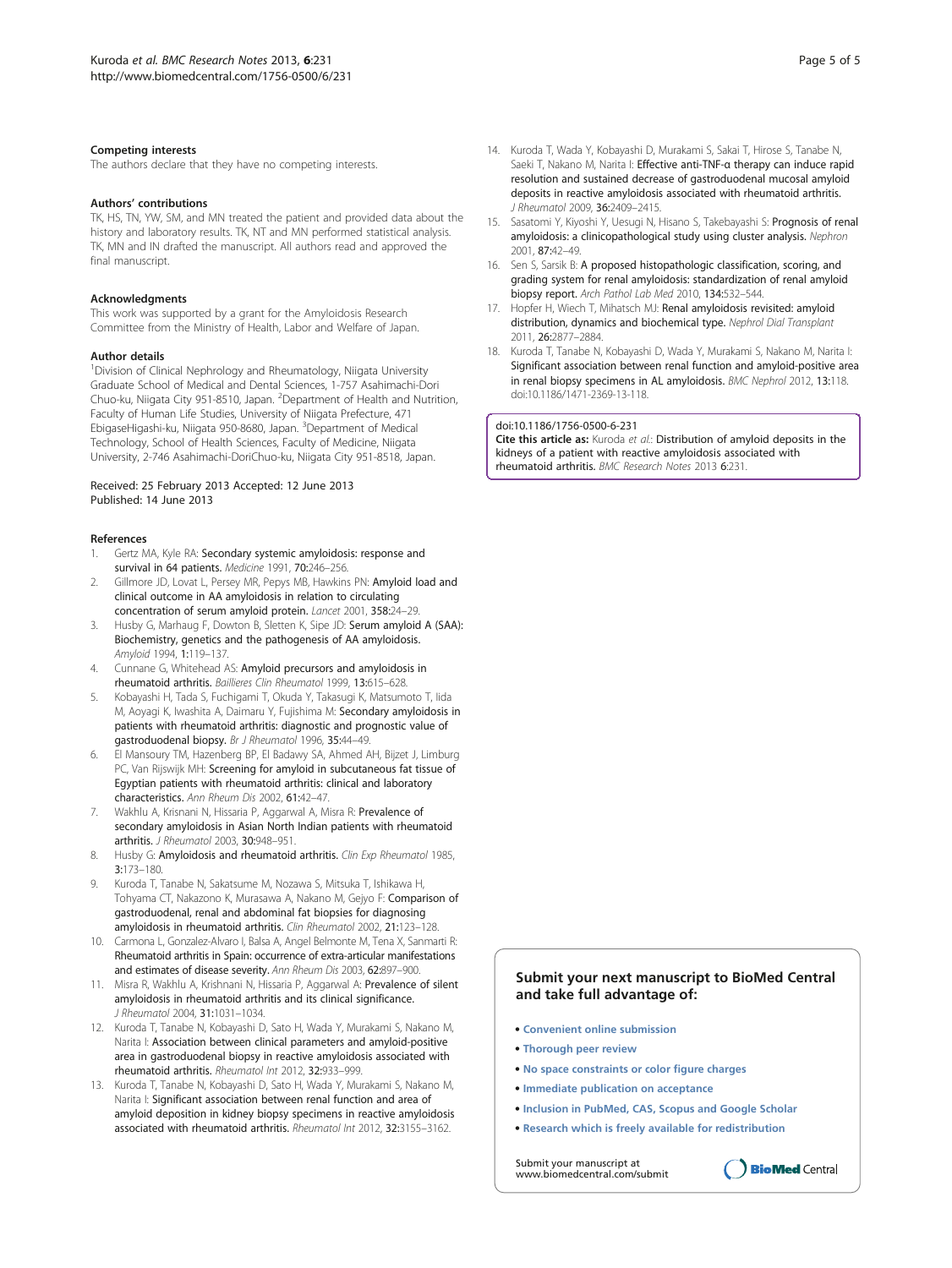### Competing interests

The authors declare that they have no competing interests.

### Authors' contributions

TK, HS, TN, YW, SM, and MN treated the patient and provided data about the history and laboratory results. TK, NT and MN performed statistical analysis. TK, MN and IN drafted the manuscript. All authors read and approved the final manuscript.

### Acknowledgments

This work was supported by a grant for the Amyloidosis Research Committee from the Ministry of Health, Labor and Welfare of Japan.

### Author details

[1]Division of Clinical Nephrology and Rheumatology, Niigata University Graduate School of Medical and Dental Sciences, 1-757 Asahimachi-Dori Chuo-ku, Niigata City 951-8510, Japan. [2]Department of Health and Nutrition, Faculty of Human Life Studies, University of Niigata Prefecture, 471 EbigaseHigashi-ku, Niigata 950-8680, Japan. [3]Department of Medical Technology, School of Health Sciences, Faculty of Medicine, Niigata University, 2-746 Asahimachi-DoriChuo-ku, Niigata City 951-8518, Japan.

Received: 25 February 2013 Accepted: 12 June 2013
Published: 14 June 2013

### References

1. Gertz MA, Kyle RA: **Secondary systemic amyloidosis: response and survival in 64 patients.** *Medicine* 1991, **70:**246–256.
2. Gillmore JD, Lovat L, Persey MR, Pepys MB, Hawkins PN: **Amyloid load and clinical outcome in AA amyloidosis in relation to circulating concentration of serum amyloid protein.** *Lancet* 2001, **358:**24–29.
3. Husby G, Marhaug F, Dowton B, Sletten K, Sipe JD: **Serum amyloid A (SAA): Biochemistry, genetics and the pathogenesis of AA amyloidosis.** *Amyloid* 1994, **1:**119–137.
4. Cunnane G, Whitehead AS: **Amyloid precursors and amyloidosis in rheumatoid arthritis.** *Baillieres Clin Rheumatol* 1999, **13:**615–628.
5. Kobayashi H, Tada S, Fuchigami T, Okuda Y, Takasugi K, Matsumoto T, Iida M, Aoyagi K, Iwashita A, Daimaru Y, Fujishima M: **Secondary amyloidosis in patients with rheumatoid arthritis: diagnostic and prognostic value of gastroduodenal biopsy.** *Br J Rheumatol* 1996, **35:**44–49.
6. El Mansoury TM, Hazenberg BP, El Badawy SA, Ahmed AH, Bijzet J, Limburg PC, Van Rijswijk MH: **Screening for amyloid in subcutaneous fat tissue of Egyptian patients with rheumatoid arthritis: clinical and laboratory characteristics.** *Ann Rheum Dis* 2002, **61:**42–47.
7. Wakhlu A, Krisnani N, Hissaria P, Aggarwal A, Misra R: **Prevalence of secondary amyloidosis in Asian North Indian patients with rheumatoid arthritis.** *J Rheumatol* 2003, **30:**948–951.
8. Husby G: **Amyloidosis and rheumatoid arthritis.** *Clin Exp Rheumatol* 1985, **3:**173–180.
9. Kuroda T, Tanabe N, Sakatsume M, Nozawa S, Mitsuka T, Ishikawa H, Tohyama CT, Nakazono K, Murasawa A, Nakano M, Gejyo F: **Comparison of gastroduodenal, renal and abdominal fat biopsies for diagnosing amyloidosis in rheumatoid arthritis.** *Clin Rheumatol* 2002, **21:**123–128.
10. Carmona L, Gonzalez-Alvaro I, Balsa A, Angel Belmonte M, Tena X, Sanmarti R: **Rheumatoid arthritis in Spain: occurrence of extra-articular manifestations and estimates of disease severity.** *Ann Rheum Dis* 2003, **62:**897–900.
11. Misra R, Wakhlu A, Krishnani N, Hissaria P, Aggarwal A: **Prevalence of silent amyloidosis in rheumatoid arthritis and its clinical significance.** *J Rheumatol* 2004, **31:**1031–1034.
12. Kuroda T, Tanabe N, Kobayashi D, Sato H, Wada Y, Murakami S, Nakano M, Narita I: **Association between clinical parameters and amyloid-positive area in gastroduodenal biopsy in reactive amyloidosis associated with rheumatoid arthritis.** *Rheumatol Int* 2012, **32:**933–999.
13. Kuroda T, Tanabe N, Kobayashi D, Sato H, Wada Y, Murakami S, Nakano M, Narita I: **Significant association between renal function and area of amyloid deposition in kidney biopsy specimens in reactive amyloidosis associated with rheumatoid arthritis.** *Rheumatol Int* 2012, **32:**3155–3162.
14. Kuroda T, Wada Y, Kobayashi D, Murakami S, Sakai T, Hirose S, Tanabe N, Saeki T, Nakano M, Narita I: **Effective anti-TNF-α therapy can induce rapid resolution and sustained decrease of gastroduodenal mucosal amyloid deposits in reactive amyloidosis associated with rheumatoid arthritis.** *J Rheumatol* 2009, **36:**2409–2415.
15. Sasatomi Y, Kiyoshi Y, Uesugi N, Hisano S, Takebayashi S: **Prognosis of renal amyloidosis: a clinicopathological study using cluster analysis.** *Nephron* 2001, **87:**42–49.
16. Sen S, Sarsik B: **A proposed histopathologic classification, scoring, and grading system for renal amyloidosis: standardization of renal amyloid biopsy report.** *Arch Pathol Lab Med* 2010, **134:**532–544.
17. Hopfer H, Wiech T, Mihatsch MJ: **Renal amyloidosis revisited: amyloid distribution, dynamics and biochemical type.** *Nephrol Dial Transplant* 2011, **26:**2877–2884.
18. Kuroda T, Tanabe N, Kobayashi D, Wada Y, Murakami S, Nakano M, Narita I: **Significant association between renal function and amyloid-positive area in renal biopsy specimens in AL amyloidosis.** *BMC Nephrol* 2012, **13:**118. doi:10.1186/1471-2369-13-118.

doi:10.1186/1756-0500-6-231
**Cite this article as:** Kuroda *et al.*: Distribution of amyloid deposits in the kidneys of a patient with reactive amyloidosis associated with rheumatoid arthritis. *BMC Research Notes* 2013 **6**:231.

**Submit your next manuscript to BioMed Central and take full advantage of:**

- **Convenient online submission**
- **Thorough peer review**
- **No space constraints or color figure charges**
- **Immediate publication on acceptance**
- **Inclusion in PubMed, CAS, Scopus and Google Scholar**
- **Research which is freely available for redistribution**

Submit your manuscript at
www.biomedcentral.com/submit

BioMed Central